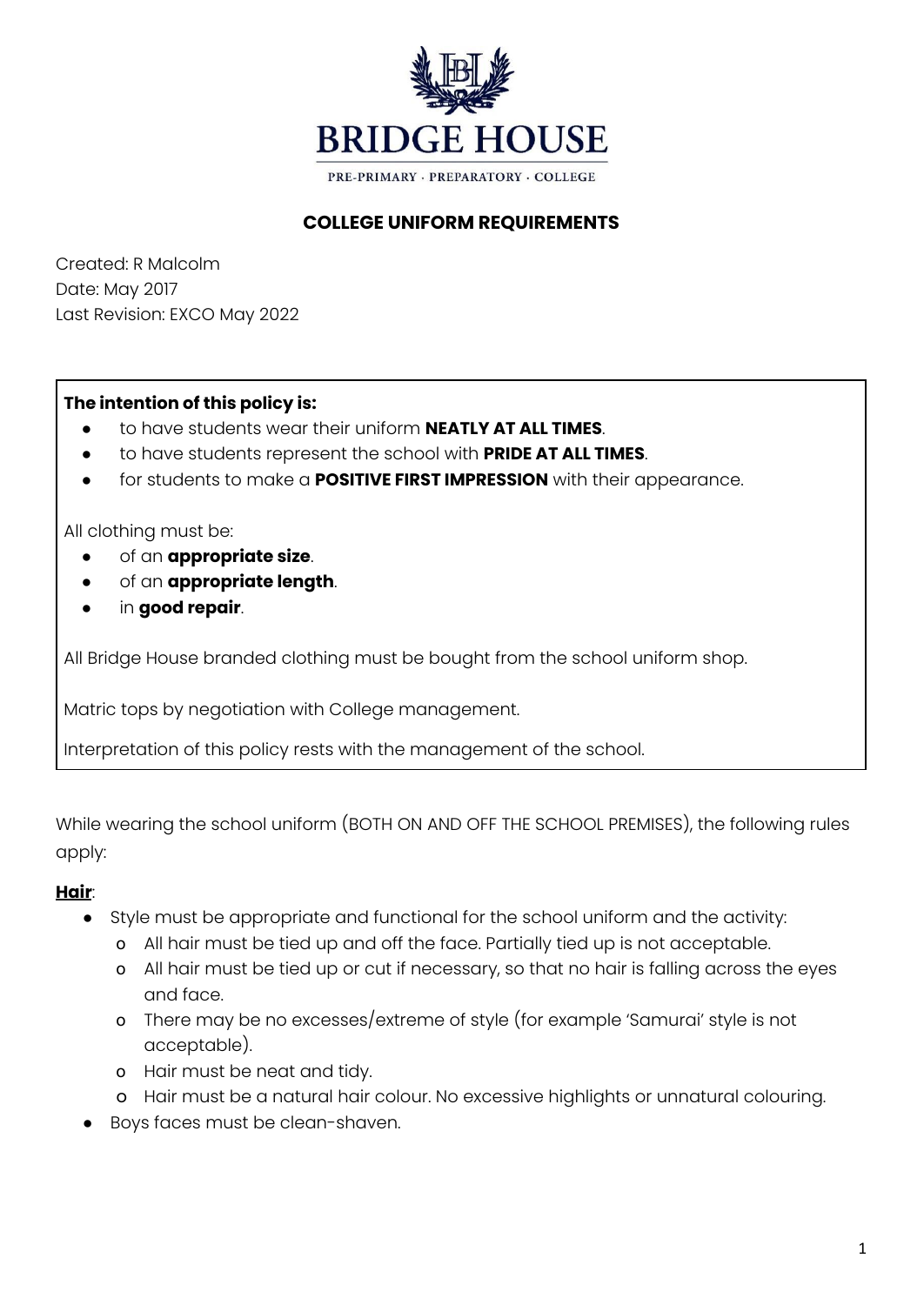# BRIDGE HOUSE

PRE-PRIMARY · PREPARATORY · COLLEGE

## COLLEGE UNIFORM REQUIREMENTS

Created: R Malcolm
Date: May 2017
Last Revision: EXCO May 2022

**The intention of this policy is:**

- to have students wear their uniform **NEATLY AT ALL TIMES**.
- to have students represent the school with **PRIDE AT ALL TIMES**.
- for students to make a **POSITIVE FIRST IMPRESSION** with their appearance.

All clothing must be:

- of an **appropriate size**.
- of an **appropriate length**.
- in **good repair**.

All Bridge House branded clothing must be bought from the school uniform shop.

Matric tops by negotiation with College management.

Interpretation of this policy rests with the management of the school.

While wearing the school uniform (BOTH ON AND OFF THE SCHOOL PREMISES), the following rules apply:

**Hair**:

- Style must be appropriate and functional for the school uniform and the activity:
  - All hair must be tied up and off the face. Partially tied up is not acceptable.
  - All hair must be tied up or cut if necessary, so that no hair is falling across the eyes and face.
  - There may be no excesses/extreme of style (for example 'Samurai' style is not acceptable).
  - Hair must be neat and tidy.
  - Hair must be a natural hair colour. No excessive highlights or unnatural colouring.
- Boys faces must be clean-shaven.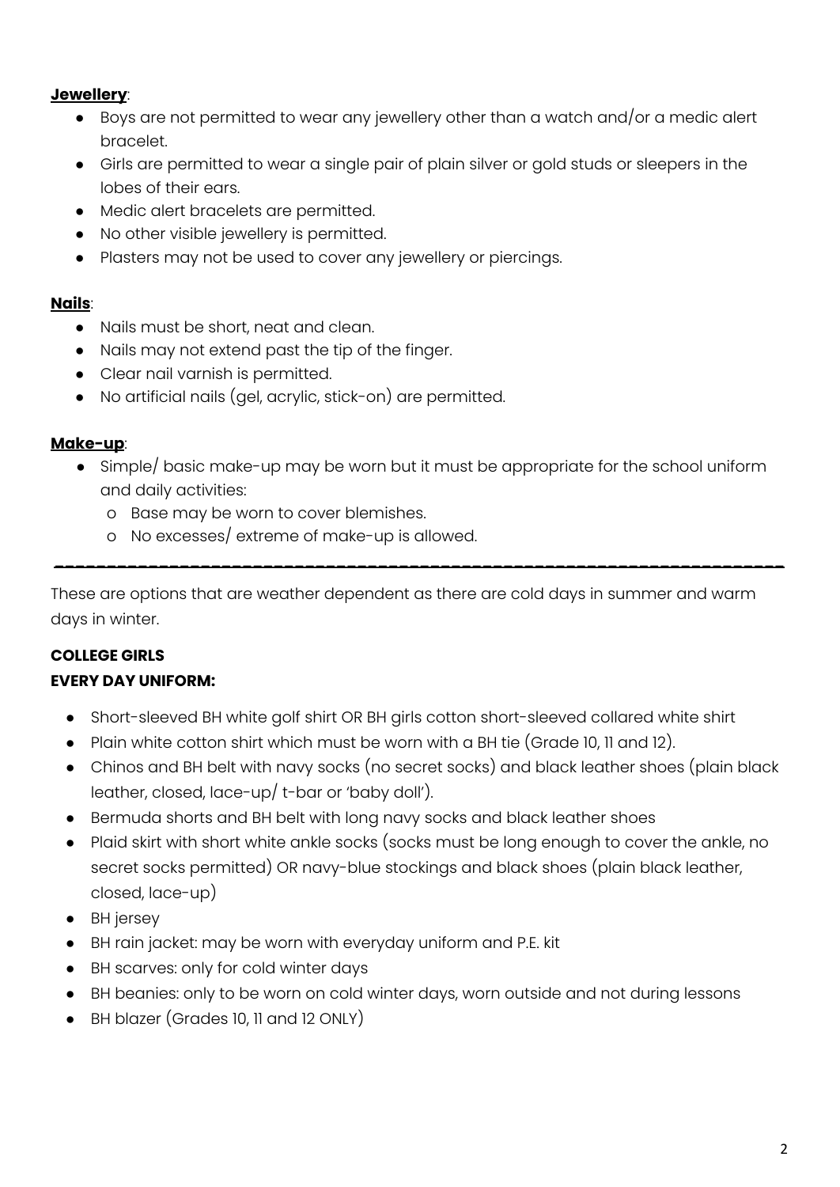**Jewellery**:

- Boys are not permitted to wear any jewellery other than a watch and/or a medic alert bracelet.
- Girls are permitted to wear a single pair of plain silver or gold studs or sleepers in the lobes of their ears.
- Medic alert bracelets are permitted.
- No other visible jewellery is permitted.
- Plasters may not be used to cover any jewellery or piercings.

**Nails**:

- Nails must be short, neat and clean.
- Nails may not extend past the tip of the finger.
- Clear nail varnish is permitted.
- No artificial nails (gel, acrylic, stick-on) are permitted.

**Make-up**:

- Simple/ basic make-up may be worn but it must be appropriate for the school uniform and daily activities:
  - o Base may be worn to cover blemishes.
  - o No excesses/ extreme of make-up is allowed.

---

These are options that are weather dependent as there are cold days in summer and warm days in winter.

**COLLEGE GIRLS**

**EVERY DAY UNIFORM:**

- Short-sleeved BH white golf shirt OR BH girls cotton short-sleeved collared white shirt
- Plain white cotton shirt which must be worn with a BH tie (Grade 10, 11 and 12).
- Chinos and BH belt with navy socks (no secret socks) and black leather shoes (plain black leather, closed, lace-up/ t-bar or 'baby doll').
- Bermuda shorts and BH belt with long navy socks and black leather shoes
- Plaid skirt with short white ankle socks (socks must be long enough to cover the ankle, no secret socks permitted) OR navy-blue stockings and black shoes (plain black leather, closed, lace-up)
- BH jersey
- BH rain jacket: may be worn with everyday uniform and P.E. kit
- BH scarves: only for cold winter days
- BH beanies: only to be worn on cold winter days, worn outside and not during lessons
- BH blazer (Grades 10, 11 and 12 ONLY)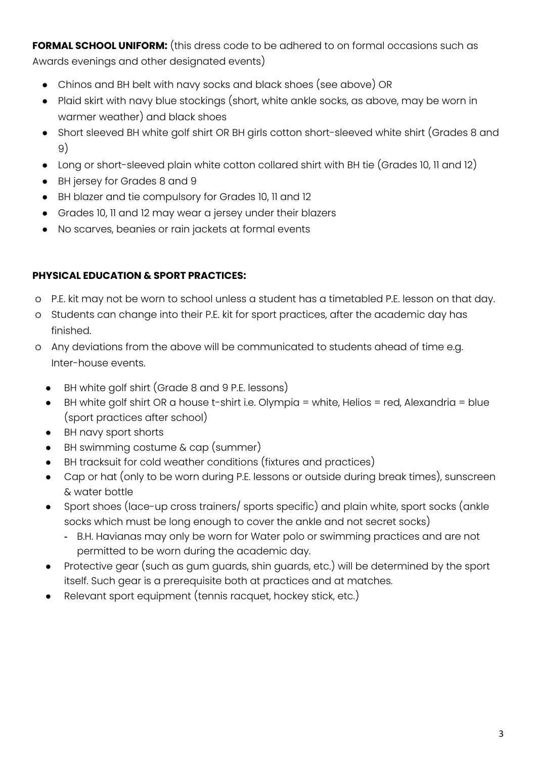**FORMAL SCHOOL UNIFORM:** (this dress code to be adhered to on formal occasions such as Awards evenings and other designated events)

- Chinos and BH belt with navy socks and black shoes (see above) OR
- Plaid skirt with navy blue stockings (short, white ankle socks, as above, may be worn in warmer weather) and black shoes
- Short sleeved BH white golf shirt OR BH girls cotton short-sleeved white shirt (Grades 8 and 9)
- Long or short-sleeved plain white cotton collared shirt with BH tie (Grades 10, 11 and 12)
- BH jersey for Grades 8 and 9
- BH blazer and tie compulsory for Grades 10, 11 and 12
- Grades 10, 11 and 12 may wear a jersey under their blazers
- No scarves, beanies or rain jackets at formal events

**PHYSICAL EDUCATION & SPORT PRACTICES:**

- P.E. kit may not be worn to school unless a student has a timetabled P.E. lesson on that day.
- Students can change into their P.E. kit for sport practices, after the academic day has finished.
- Any deviations from the above will be communicated to students ahead of time e.g. Inter-house events.
  - BH white golf shirt (Grade 8 and 9 P.E. lessons)
  - BH white golf shirt OR a house t-shirt i.e. Olympia = white, Helios = red, Alexandria = blue (sport practices after school)
  - BH navy sport shorts
  - BH swimming costume & cap (summer)
  - BH tracksuit for cold weather conditions (fixtures and practices)
  - Cap or hat (only to be worn during P.E. lessons or outside during break times), sunscreen & water bottle
  - Sport shoes (lace-up cross trainers/ sports specific) and plain white, sport socks (ankle socks which must be long enough to cover the ankle and not secret socks)
    - B.H. Havianas may only be worn for Water polo or swimming practices and are not permitted to be worn during the academic day.
  - Protective gear (such as gum guards, shin guards, etc.) will be determined by the sport itself. Such gear is a prerequisite both at practices and at matches.
  - Relevant sport equipment (tennis racquet, hockey stick, etc.)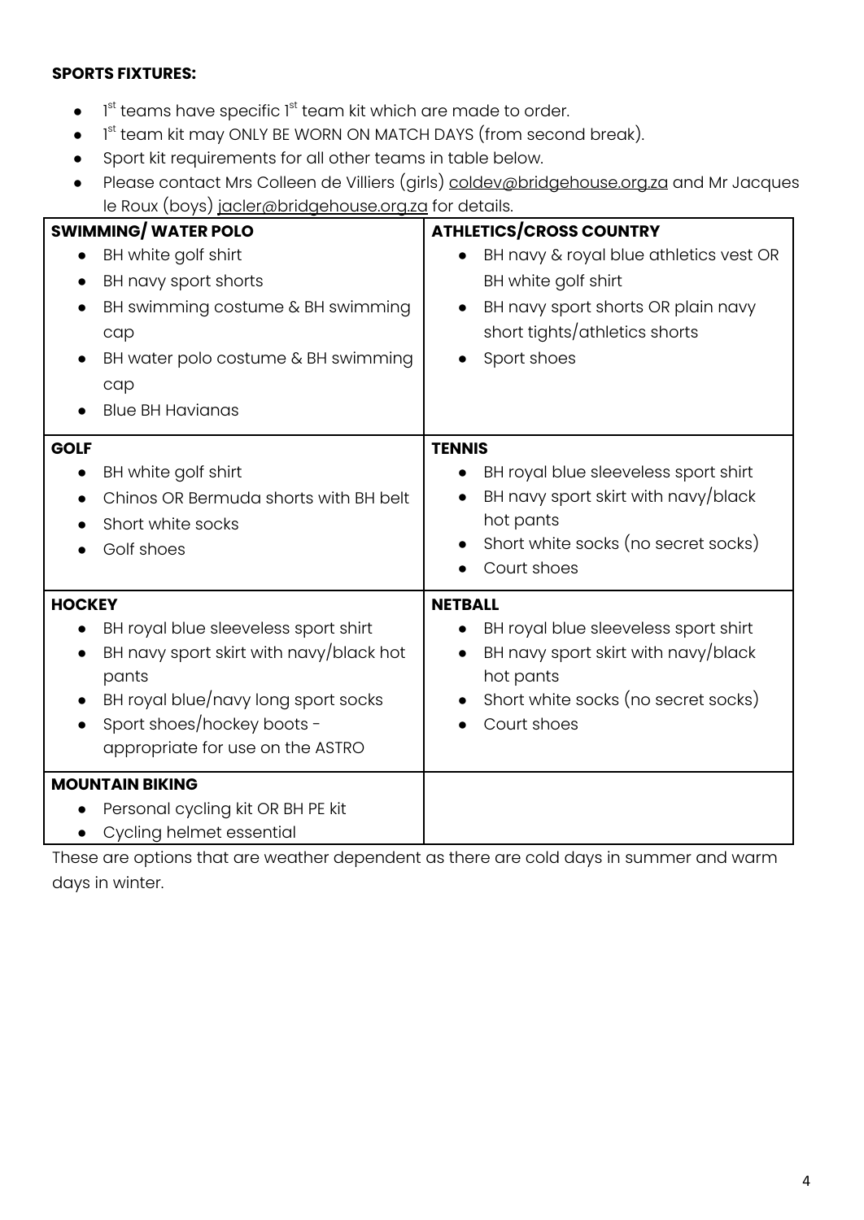**SPORTS FIXTURES:**

- 1st teams have specific 1st team kit which are made to order.
- 1st team kit may ONLY BE WORN ON MATCH DAYS (from second break).
- Sport kit requirements for all other teams in table below.
- Please contact Mrs Colleen de Villiers (girls) coldev@bridgehouse.org.za and Mr Jacques le Roux (boys) jacler@bridgehouse.org.za for details.

| **SWIMMING/ WATER POLO** | **ATHLETICS/CROSS COUNTRY** |
|---|---|
| • BH white golf shirt<br>• BH navy sport shorts<br>• BH swimming costume & BH swimming cap<br>• BH water polo costume & BH swimming cap<br>• Blue BH Havianas | • BH navy & royal blue athletics vest OR BH white golf shirt<br>• BH navy sport shorts OR plain navy short tights/athletics shorts<br>• Sport shoes |
| **GOLF**<br>• BH white golf shirt<br>• Chinos OR Bermuda shorts with BH belt<br>• Short white socks<br>• Golf shoes | **TENNIS**<br>• BH royal blue sleeveless sport shirt<br>• BH navy sport skirt with navy/black hot pants<br>• Short white socks (no secret socks)<br>• Court shoes |
| **HOCKEY**<br>• BH royal blue sleeveless sport shirt<br>• BH navy sport skirt with navy/black hot pants<br>• BH royal blue/navy long sport socks<br>• Sport shoes/hockey boots - appropriate for use on the ASTRO | **NETBALL**<br>• BH royal blue sleeveless sport shirt<br>• BH navy sport skirt with navy/black hot pants<br>• Short white socks (no secret socks)<br>• Court shoes |
| **MOUNTAIN BIKING**<br>• Personal cycling kit OR BH PE kit<br>• Cycling helmet essential | |

These are options that are weather dependent as there are cold days in summer and warm days in winter.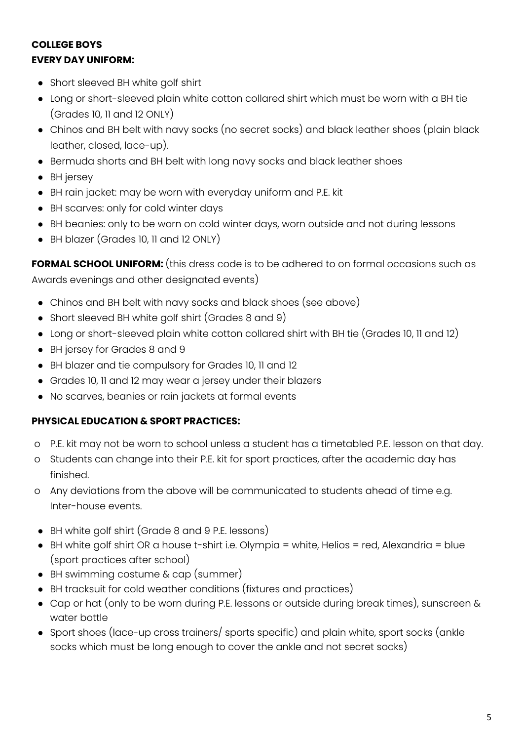**COLLEGE BOYS**

**EVERY DAY UNIFORM:**

- Short sleeved BH white golf shirt
- Long or short-sleeved plain white cotton collared shirt which must be worn with a BH tie (Grades 10, 11 and 12 ONLY)
- Chinos and BH belt with navy socks (no secret socks) and black leather shoes (plain black leather, closed, lace-up).
- Bermuda shorts and BH belt with long navy socks and black leather shoes
- BH jersey
- BH rain jacket: may be worn with everyday uniform and P.E. kit
- BH scarves: only for cold winter days
- BH beanies: only to be worn on cold winter days, worn outside and not during lessons
- BH blazer (Grades 10, 11 and 12 ONLY)

**FORMAL SCHOOL UNIFORM:** (this dress code is to be adhered to on formal occasions such as Awards evenings and other designated events)

- Chinos and BH belt with navy socks and black shoes (see above)
- Short sleeved BH white golf shirt (Grades 8 and 9)
- Long or short-sleeved plain white cotton collared shirt with BH tie (Grades 10, 11 and 12)
- BH jersey for Grades 8 and 9
- BH blazer and tie compulsory for Grades 10, 11 and 12
- Grades 10, 11 and 12 may wear a jersey under their blazers
- No scarves, beanies or rain jackets at formal events

**PHYSICAL EDUCATION & SPORT PRACTICES:**

- P.E. kit may not be worn to school unless a student has a timetabled P.E. lesson on that day.
- Students can change into their P.E. kit for sport practices, after the academic day has finished.
- Any deviations from the above will be communicated to students ahead of time e.g. Inter-house events.

- BH white golf shirt (Grade 8 and 9 P.E. lessons)
- BH white golf shirt OR a house t-shirt i.e. Olympia = white, Helios = red, Alexandria = blue (sport practices after school)
- BH swimming costume & cap (summer)
- BH tracksuit for cold weather conditions (fixtures and practices)
- Cap or hat (only to be worn during P.E. lessons or outside during break times), sunscreen & water bottle
- Sport shoes (lace-up cross trainers/ sports specific) and plain white, sport socks (ankle socks which must be long enough to cover the ankle and not secret socks)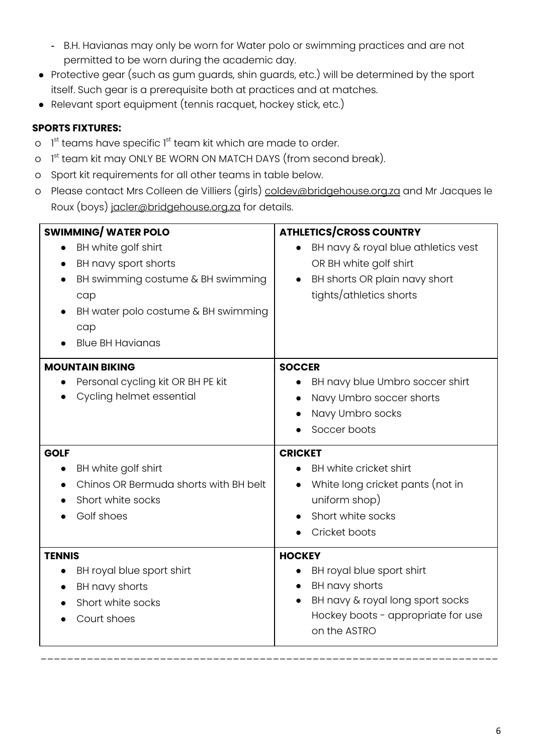- B.H. Havianas may only be worn for Water polo or swimming practices and are not permitted to be worn during the academic day.
- Protective gear (such as gum guards, shin guards, etc.) will be determined by the sport itself. Such gear is a prerequisite both at practices and at matches.
- Relevant sport equipment (tennis racquet, hockey stick, etc.)

**SPORTS FIXTURES:**

- 1st teams have specific 1st team kit which are made to order.
- 1st team kit may ONLY BE WORN ON MATCH DAYS (from second break).
- Sport kit requirements for all other teams in table below.
- Please contact Mrs Colleen de Villiers (girls) coldev@bridgehouse.org.za and Mr Jacques le Roux (boys) jacler@bridgehouse.org.za for details.

| | |
|---|---|
| **SWIMMING/ WATER POLO**<br>• BH white golf shirt<br>• BH navy sport shorts<br>• BH swimming costume & BH swimming cap<br>• BH water polo costume & BH swimming cap<br>• Blue BH Havianas | **ATHLETICS/CROSS COUNTRY**<br>• BH navy & royal blue athletics vest OR BH white golf shirt<br>• BH shorts OR plain navy short tights/athletics shorts |
| **MOUNTAIN BIKING**<br>• Personal cycling kit OR BH PE kit<br>• Cycling helmet essential | **SOCCER**<br>• BH navy blue Umbro soccer shirt<br>• Navy Umbro soccer shorts<br>• Navy Umbro socks<br>• Soccer boots |
| **GOLF**<br>• BH white golf shirt<br>• Chinos OR Bermuda shorts with BH belt<br>• Short white socks<br>• Golf shoes | **CRICKET**<br>• BH white cricket shirt<br>• White long cricket pants (not in uniform shop)<br>• Short white socks<br>• Cricket boots |
| **TENNIS**<br>• BH royal blue sport shirt<br>• BH navy shorts<br>• Short white socks<br>• Court shoes | **HOCKEY**<br>• BH royal blue sport shirt<br>• BH navy shorts<br>• BH navy & royal long sport socks<br>Hockey boots - appropriate for use on the ASTRO |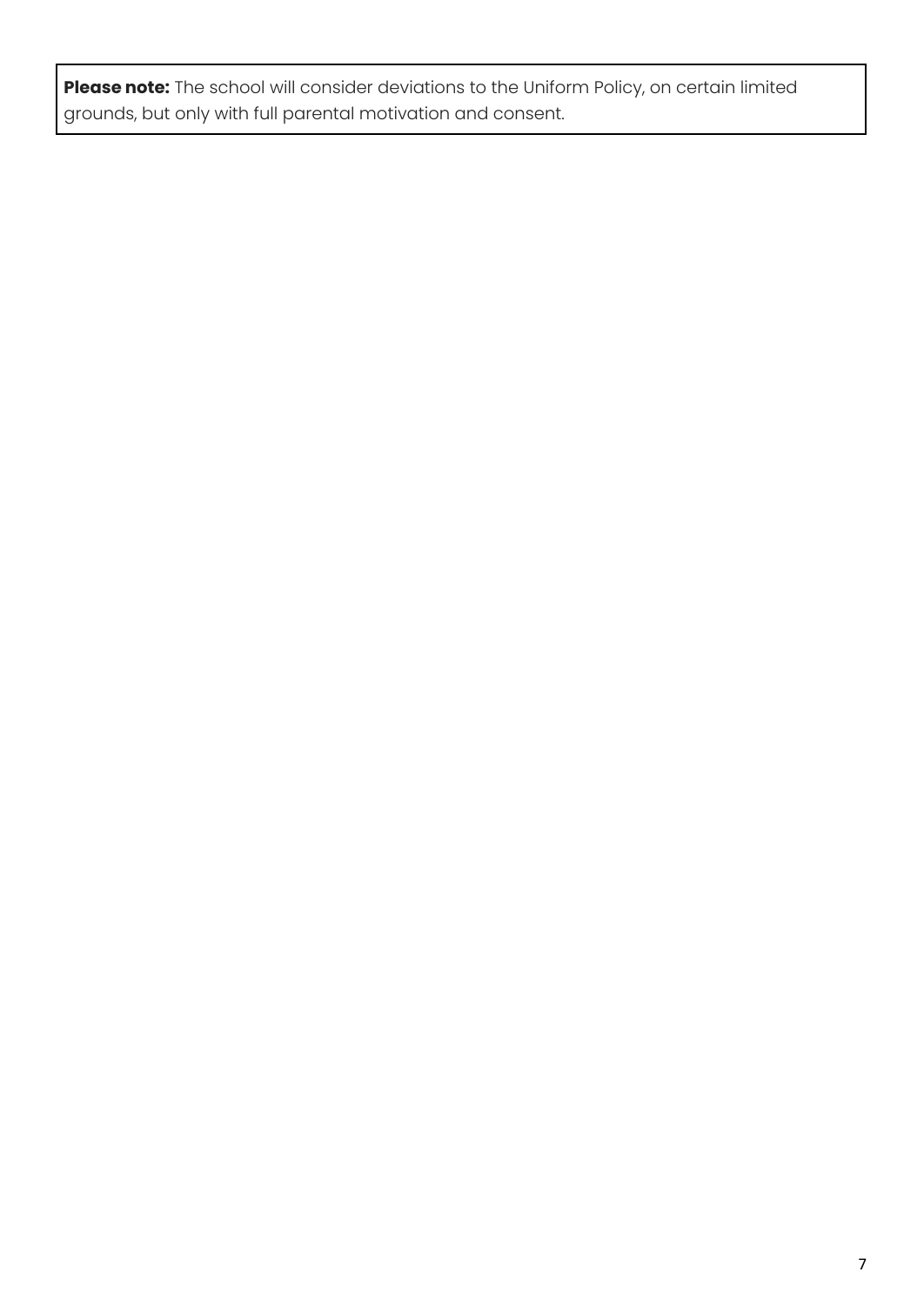**Please note:** The school will consider deviations to the Uniform Policy, on certain limited grounds, but only with full parental motivation and consent.